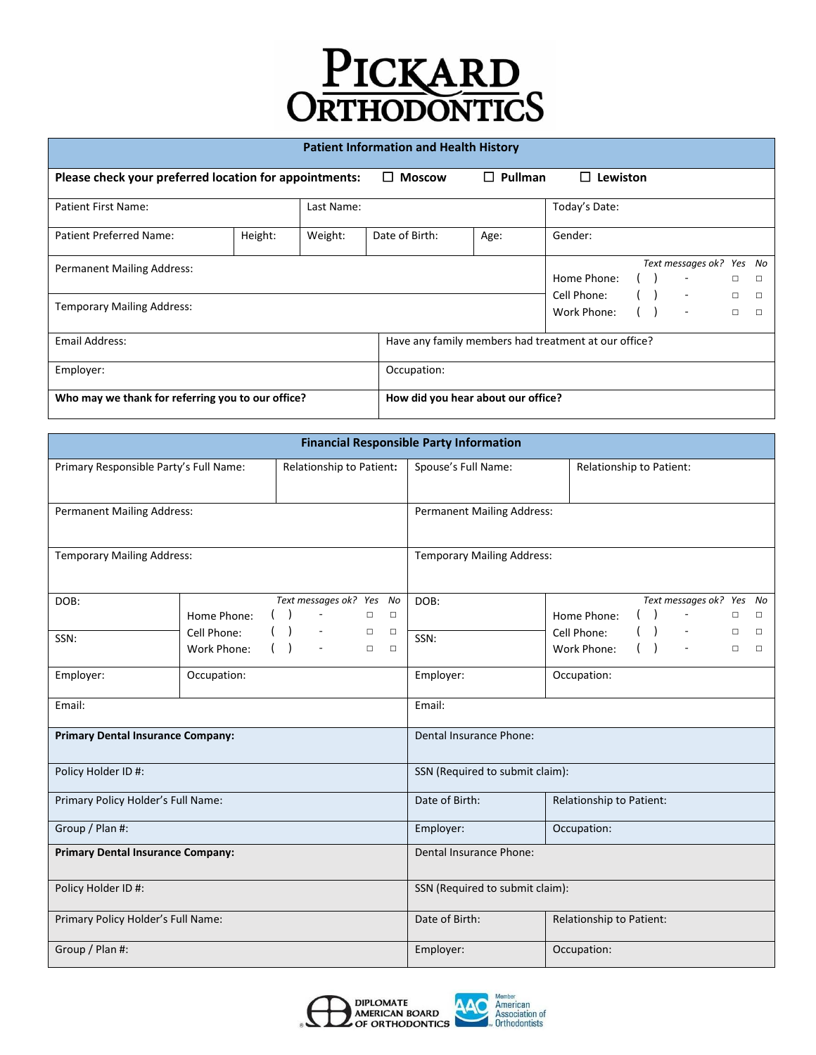# PICKARD ORTHODONTICS

## Patient Information and Health History

**Please check your preferred location for appointments:** ☐ **Moscow** ☐ **Pullman** ☐ **Lewiston**

| Patient First Name: | | Last Name: | | | Today's Date: |
|---|---|---|---|---|---|
| Patient Preferred Name: | Height: | Weight: | Date of Birth: | Age: | Gender: |

| | *Text messages ok?* | *Yes* | *No* |
|---|---|---|---|
| Permanent Mailing Address: | Home Phone: ( ) - | ☐ | ☐ |
| Temporary Mailing Address: | Cell Phone: ( ) - | ☐ | ☐ |
| | Work Phone: ( ) - | ☐ | ☐ |

| | |
|---|---|
| Email Address: | Have any family members had treatment at our office? |
| Employer: | Occupation: |
| **Who may we thank for referring you to our office?** | **How did you hear about our office?** |

## Financial Responsible Party Information

| Primary Responsible Party's Full Name: | Relationship to Patient: | Spouse's Full Name: | Relationship to Patient: |
|---|---|---|---|
| Permanent Mailing Address: | | Permanent Mailing Address: | |
| Temporary Mailing Address: | | Temporary Mailing Address: | |

| DOB: | *Text messages ok? Yes No* | DOB: | *Text messages ok? Yes No* |
|---|---|---|---|
| | Home Phone: ( ) - ☐ ☐ | | Home Phone: ( ) - ☐ ☐ |
| SSN: | Cell Phone: ( ) - ☐ ☐ | SSN: | Cell Phone: ( ) - ☐ ☐ |
| | Work Phone: ( ) - ☐ ☐ | | Work Phone: ( ) - ☐ ☐ |
| Employer: | Occupation: | Employer: | Occupation: |
| Email: | | Email: | |

| | | |
|---|---|---|
| **Primary Dental Insurance Company:** | Dental Insurance Phone: | |
| Policy Holder ID #: | SSN (Required to submit claim): | |
| Primary Policy Holder's Full Name: | Date of Birth: | Relationship to Patient: |
| Group / Plan #: | Employer: | Occupation: |
| **Primary Dental Insurance Company:** | Dental Insurance Phone: | |
| Policy Holder ID #: | SSN (Required to submit claim): | |
| Primary Policy Holder's Full Name: | Date of Birth: | Relationship to Patient: |
| Group / Plan #: | Employer: | Occupation: |

DIPLOMATE AMERICAN BOARD OF ORTHODONTICS

Member American Association of Orthodontists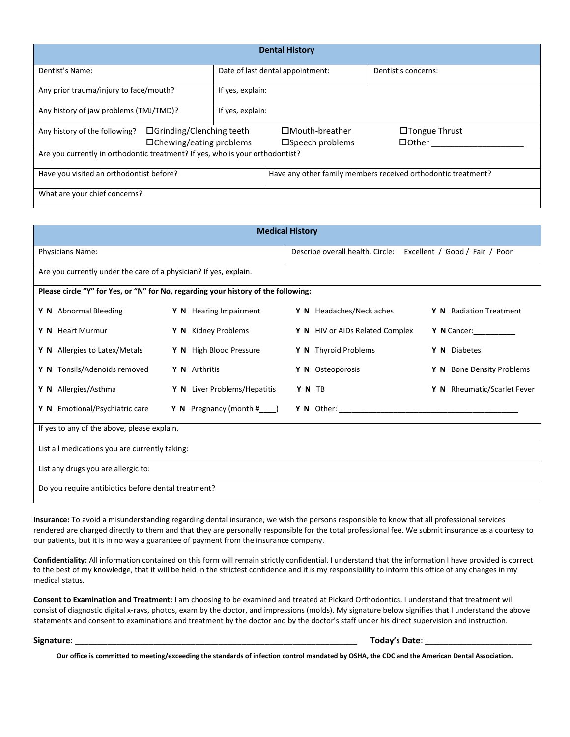## Dental History

| Dentist's Name: | Date of last dental appointment: | Dentist's concerns: |
|---|---|---|
| Any prior trauma/injury to face/mouth? | If yes, explain: | |
| Any history of jaw problems (TMJ/TMD)? | If yes, explain: | |

Any history of the following? ☐Grinding/Clenching teeth ☐Mouth-breather ☐Tongue Thrust ☐Chewing/eating problems ☐Speech problems ☐Other ____________________

Are you currently in orthodontic treatment? If yes, who is your orthodontist?

| Have you visited an orthodontist before? | Have any other family members received orthodontic treatment? |
|---|---|

What are your chief concerns?

## Medical History

| Physicians Name: | Describe overall health. Circle: Excellent / Good / Fair / Poor |
|---|---|

Are you currently under the care of a physician? If yes, explain.

**Please circle "Y" for Yes, or "N" for No, regarding your history of the following:**

| | | | |
|---|---|---|---|
| **Y N** Abnormal Bleeding | **Y N** Hearing Impairment | **Y N** Headaches/Neck aches | **Y N** Radiation Treatment |
| **Y N** Heart Murmur | **Y N** Kidney Problems | **Y N** HIV or AIDs Related Complex | **Y N** Cancer:__________ |
| **Y N** Allergies to Latex/Metals | **Y N** High Blood Pressure | **Y N** Thyroid Problems | **Y N** Diabetes |
| **Y N** Tonsils/Adenoids removed | **Y N** Arthritis | **Y N** Osteoporosis | **Y N** Bone Density Problems |
| **Y N** Allergies/Asthma | **Y N** Liver Problems/Hepatitis | **Y N** TB | **Y N** Rheumatic/Scarlet Fever |
| **Y N** Emotional/Psychiatric care | **Y N** Pregnancy (month #____) | **Y N** Other: ____________________________________________ | |

If yes to any of the above, please explain.

List all medications you are currently taking:

List any drugs you are allergic to:

Do you require antibiotics before dental treatment?

**Insurance:** To avoid a misunderstanding regarding dental insurance, we wish the persons responsible to know that all professional services rendered are charged directly to them and that they are personally responsible for the total professional fee. We submit insurance as a courtesy to our patients, but it is in no way a guarantee of payment from the insurance company.

**Confidentiality:** All information contained on this form will remain strictly confidential. I understand that the information I have provided is correct to the best of my knowledge, that it will be held in the strictest confidence and it is my responsibility to inform this office of any changes in my medical status.

**Consent to Examination and Treatment:** I am choosing to be examined and treated at Pickard Orthodontics. I understand that treatment will consist of diagnostic digital x-rays, photos, exam by the doctor, and impressions (molds). My signature below signifies that I understand the above statements and consent to examinations and treatment by the doctor and by the doctor's staff under his direct supervision and instruction.

**Signature**: _________________________________________________________________ **Today's Date**: ________________________

**Our office is committed to meeting/exceeding the standards of infection control mandated by OSHA, the CDC and the American Dental Association.**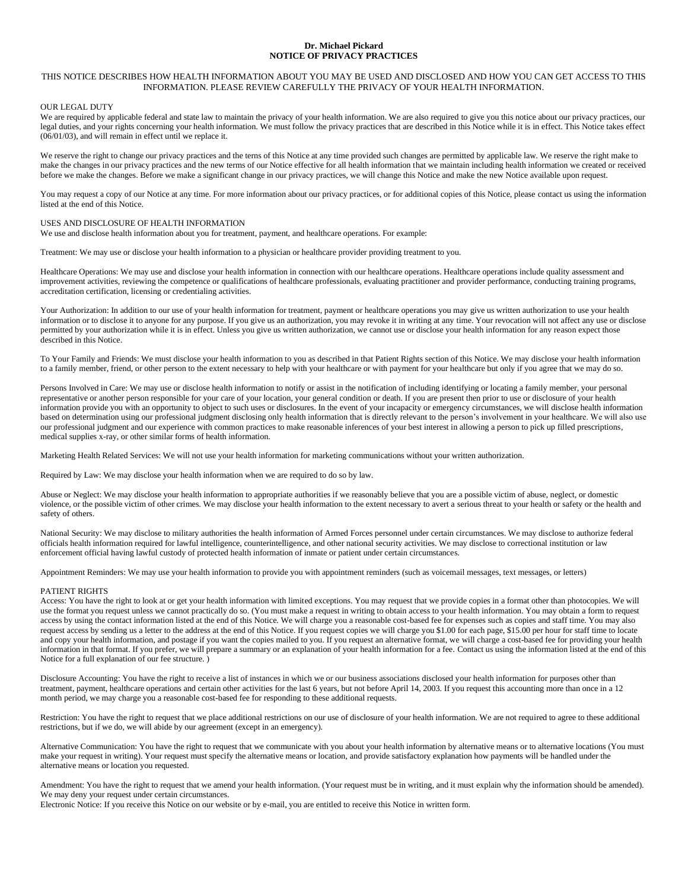**Dr. Michael Pickard**
**NOTICE OF PRIVACY PRACTICES**

THIS NOTICE DESCRIBES HOW HEALTH INFORMATION ABOUT YOU MAY BE USED AND DISCLOSED AND HOW YOU CAN GET ACCESS TO THIS INFORMATION. PLEASE REVIEW CAREFULLY THE PRIVACY OF YOUR HEALTH INFORMATION.

OUR LEGAL DUTY

We are required by applicable federal and state law to maintain the privacy of your health information. We are also required to give you this notice about our privacy practices, our legal duties, and your rights concerning your health information. We must follow the privacy practices that are described in this Notice while it is in effect. This Notice takes effect (06/01/03), and will remain in effect until we replace it.

We reserve the right to change our privacy practices and the terns of this Notice at any time provided such changes are permitted by applicable law. We reserve the right make to make the changes in our privacy practices and the new terms of our Notice effective for all health information that we maintain including health information we created or received before we make the changes. Before we make a significant change in our privacy practices, we will change this Notice and make the new Notice available upon request.

You may request a copy of our Notice at any time. For more information about our privacy practices, or for additional copies of this Notice, please contact us using the information listed at the end of this Notice.

USES AND DISCLOSURE OF HEALTH INFORMATION

We use and disclose health information about you for treatment, payment, and healthcare operations. For example:

Treatment: We may use or disclose your health information to a physician or healthcare provider providing treatment to you.

Healthcare Operations: We may use and disclose your health information in connection with our healthcare operations. Healthcare operations include quality assessment and improvement activities, reviewing the competence or qualifications of healthcare professionals, evaluating practitioner and provider performance, conducting training programs, accreditation certification, licensing or credentialing activities.

Your Authorization: In addition to our use of your health information for treatment, payment or healthcare operations you may give us written authorization to use your health information or to disclose it to anyone for any purpose. If you give us an authorization, you may revoke it in writing at any time. Your revocation will not affect any use or disclose permitted by your authorization while it is in effect. Unless you give us written authorization, we cannot use or disclose your health information for any reason expect those described in this Notice.

To Your Family and Friends: We must disclose your health information to you as described in that Patient Rights section of this Notice. We may disclose your health information to a family member, friend, or other person to the extent necessary to help with your healthcare or with payment for your healthcare but only if you agree that we may do so.

Persons Involved in Care: We may use or disclose health information to notify or assist in the notification of including identifying or locating a family member, your personal representative or another person responsible for your care of your location, your general condition or death. If you are present then prior to use or disclosure of your health information provide you with an opportunity to object to such uses or disclosures. In the event of your incapacity or emergency circumstances, we will disclose health information based on determination using our professional judgment disclosing only health information that is directly relevant to the person's involvement in your healthcare. We will also use our professional judgment and our experience with common practices to make reasonable inferences of your best interest in allowing a person to pick up filled prescriptions, medical supplies x-ray, or other similar forms of health information.

Marketing Health Related Services: We will not use your health information for marketing communications without your written authorization.

Required by Law: We may disclose your health information when we are required to do so by law.

Abuse or Neglect: We may disclose your health information to appropriate authorities if we reasonably believe that you are a possible victim of abuse, neglect, or domestic violence, or the possible victim of other crimes. We may disclose your health information to the extent necessary to avert a serious threat to your health or safety or the health and safety of others.

National Security: We may disclose to military authorities the health information of Armed Forces personnel under certain circumstances. We may disclose to authorize federal officials health information required for lawful intelligence, counterintelligence, and other national security activities. We may disclose to correctional institution or law enforcement official having lawful custody of protected health information of inmate or patient under certain circumstances.

Appointment Reminders: We may use your health information to provide you with appointment reminders (such as voicemail messages, text messages, or letters)

PATIENT RIGHTS

Access: You have the right to look at or get your health information with limited exceptions. You may request that we provide copies in a format other than photocopies. We will use the format you request unless we cannot practically do so. (You must make a request in writing to obtain access to your health information. You may obtain a form to request access by using the contact information listed at the end of this Notice. We will charge you a reasonable cost-based fee for expenses such as copies and staff time. You may also request access by sending us a letter to the address at the end of this Notice. If you request copies we will charge you $1.00 for each page, $15.00 per hour for staff time to locate and copy your health information, and postage if you want the copies mailed to you. If you request an alternative format, we will charge a cost-based fee for providing your health information in that format. If you prefer, we will prepare a summary or an explanation of your health information for a fee. Contact us using the information listed at the end of this Notice for a full explanation of our fee structure. )

Disclosure Accounting: You have the right to receive a list of instances in which we or our business associations disclosed your health information for purposes other than treatment, payment, healthcare operations and certain other activities for the last 6 years, but not before April 14, 2003. If you request this accounting more than once in a 12 month period, we may charge you a reasonable cost-based fee for responding to these additional requests.

Restriction: You have the right to request that we place additional restrictions on our use of disclosure of your health information. We are not required to agree to these additional restrictions, but if we do, we will abide by our agreement (except in an emergency).

Alternative Communication: You have the right to request that we communicate with you about your health information by alternative means or to alternative locations (You must make your request in writing). Your request must specify the alternative means or location, and provide satisfactory explanation how payments will be handled under the alternative means or location you requested.

Amendment: You have the right to request that we amend your health information. (Your request must be in writing, and it must explain why the information should be amended). We may deny your request under certain circumstances.

Electronic Notice: If you receive this Notice on our website or by e-mail, you are entitled to receive this Notice in written form.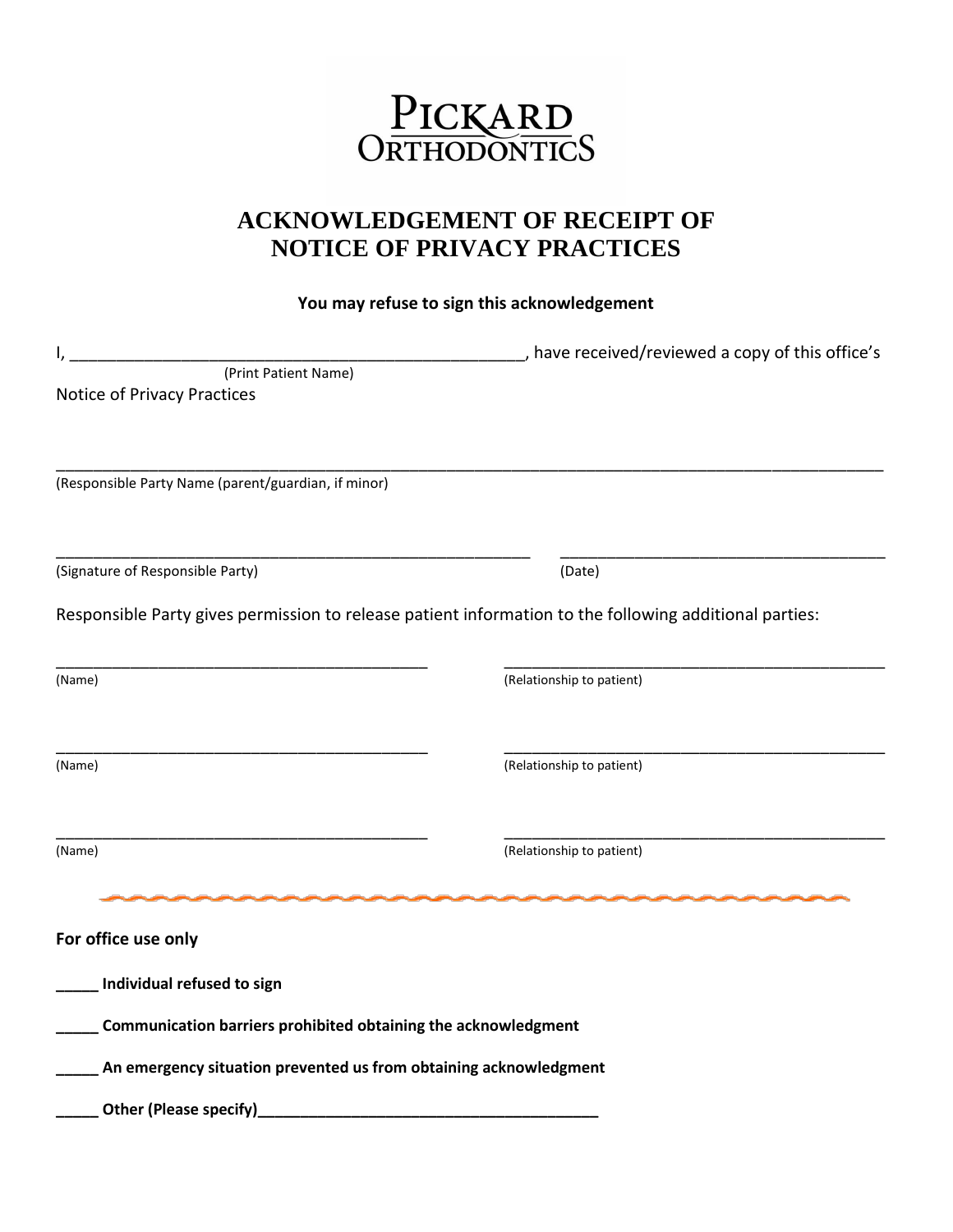PICKARD ORTHODONTICS

# ACKNOWLEDGEMENT OF RECEIPT OF NOTICE OF PRIVACY PRACTICES

**You may refuse to sign this acknowledgement**

I, ___________________________________________________, have received/reviewed a copy of this office's
(Print Patient Name)
Notice of Privacy Practices

_____________________________________________________________________________________________
(Responsible Party Name (parent/guardian, if minor)

_____________________________________________________ ____________________________________
(Signature of Responsible Party) (Date)

Responsible Party gives permission to release patient information to the following additional parties:

__________________________________________ __________________________________________
(Name) (Relationship to patient)

__________________________________________ __________________________________________
(Name) (Relationship to patient)

__________________________________________ __________________________________________
(Name) (Relationship to patient)

**For office use only**

**_____ Individual refused to sign**

**_____ Communication barriers prohibited obtaining the acknowledgment**

**_____ An emergency situation prevented us from obtaining acknowledgment**

**_____ Other (Please specify)_______________________________________**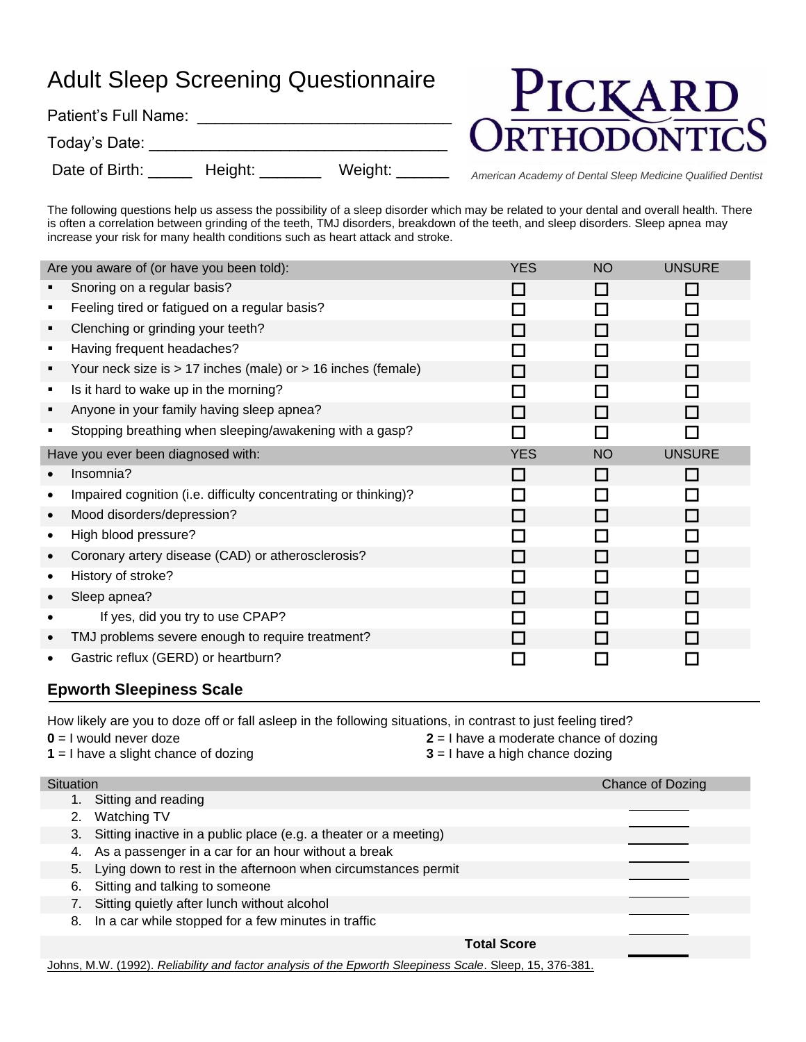# Adult Sleep Screening Questionnaire

**PICKARD ORTHODONTICS**

*American Academy of Dental Sleep Medicine Qualified Dentist*

Patient's Full Name: ____________________________

Today's Date: ____________________________________

Date of Birth: _____ Height: _______ Weight: ______

The following questions help us assess the possibility of a sleep disorder which may be related to your dental and overall health. There is often a correlation between grinding of the teeth, TMJ disorders, breakdown of the teeth, and sleep disorders. Sleep apnea may increase your risk for many health conditions such as heart attack and stroke.

| Are you aware of (or have you been told): | YES | NO | UNSURE |
|---|---|---|---|
| ▪ Snoring on a regular basis? | ☐ | ☐ | ☐ |
| ▪ Feeling tired or fatigued on a regular basis? | ☐ | ☐ | ☐ |
| ▪ Clenching or grinding your teeth? | ☐ | ☐ | ☐ |
| ▪ Having frequent headaches? | ☐ | ☐ | ☐ |
| ▪ Your neck size is > 17 inches (male) or > 16 inches (female) | ☐ | ☐ | ☐ |
| ▪ Is it hard to wake up in the morning? | ☐ | ☐ | ☐ |
| ▪ Anyone in your family having sleep apnea? | ☐ | ☐ | ☐ |
| ▪ Stopping breathing when sleeping/awakening with a gasp? | ☐ | ☐ | ☐ |
| **Have you ever been diagnosed with:** | **YES** | **NO** | **UNSURE** |
| • Insomnia? | ☐ | ☐ | ☐ |
| • Impaired cognition (i.e. difficulty concentrating or thinking)? | ☐ | ☐ | ☐ |
| • Mood disorders/depression? | ☐ | ☐ | ☐ |
| • High blood pressure? | ☐ | ☐ | ☐ |
| • Coronary artery disease (CAD) or atherosclerosis? | ☐ | ☐ | ☐ |
| • History of stroke? | ☐ | ☐ | ☐ |
| • Sleep apnea? | ☐ | ☐ | ☐ |
| • If yes, did you try to use CPAP? | ☐ | ☐ | ☐ |
| • TMJ problems severe enough to require treatment? | ☐ | ☐ | ☐ |
| • Gastric reflux (GERD) or heartburn? | ☐ | ☐ | ☐ |

## Epworth Sleepiness Scale

How likely are you to doze off or fall asleep in the following situations, in contrast to just feeling tired?

**0** = I would never doze
**1** = I have a slight chance of dozing
**2** = I have a moderate chance of dozing
**3** = I have a high chance dozing

| Situation | Chance of Dozing |
|---|---|
| 1. Sitting and reading | ______ |
| 2. Watching TV | ______ |
| 3. Sitting inactive in a public place (e.g. a theater or a meeting) | ______ |
| 4. As a passenger in a car for an hour without a break | ______ |
| 5. Lying down to rest in the afternoon when circumstances permit | ______ |
| 6. Sitting and talking to someone | ______ |
| 7. Sitting quietly after lunch without alcohol | ______ |
| 8. In a car while stopped for a few minutes in traffic | ______ |
| **Total Score** | ______ |

Johns, M.W. (1992). *Reliability and factor analysis of the Epworth Sleepiness Scale*. Sleep, 15, 376-381.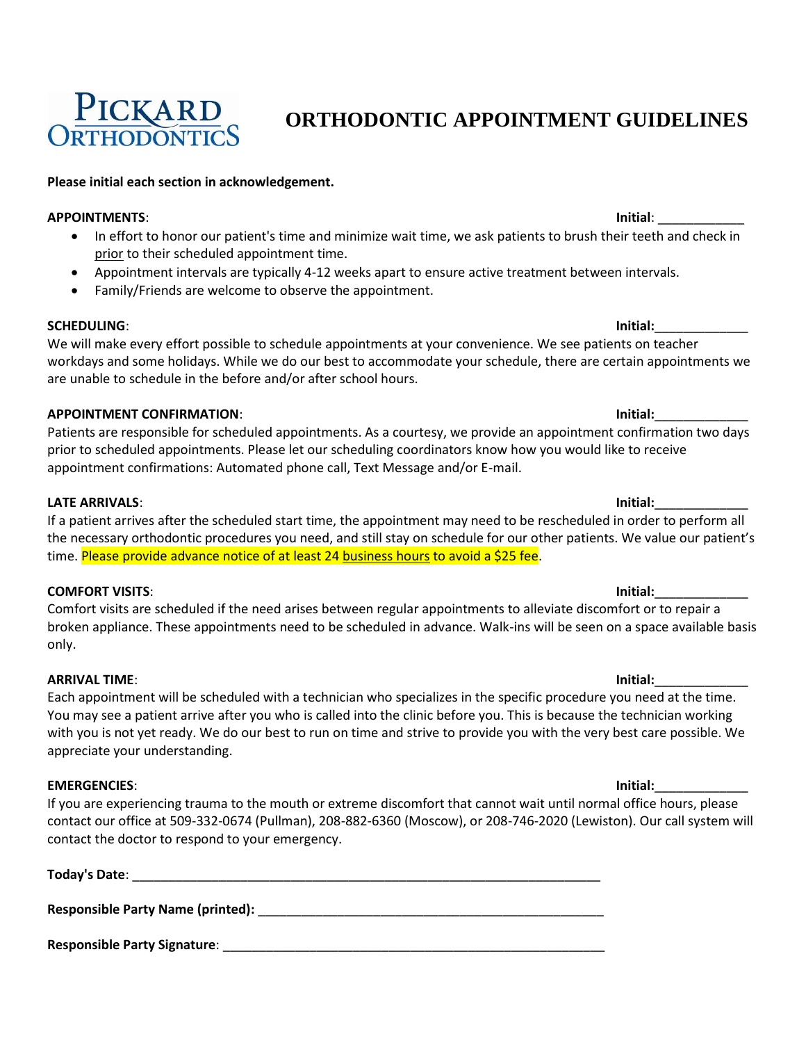PICKARD ORTHODONTICS

# ORTHODONTIC APPOINTMENT GUIDELINES

**Please initial each section in acknowledgement.**

**APPOINTMENTS**: **Initial**: ____________

- In effort to honor our patient's time and minimize wait time, we ask patients to brush their teeth and check in prior to their scheduled appointment time.
- Appointment intervals are typically 4-12 weeks apart to ensure active treatment between intervals.
- Family/Friends are welcome to observe the appointment.

**SCHEDULING**: **Initial:**_____________

We will make every effort possible to schedule appointments at your convenience. We see patients on teacher workdays and some holidays. While we do our best to accommodate your schedule, there are certain appointments we are unable to schedule in the before and/or after school hours.

**APPOINTMENT CONFIRMATION**: **Initial:**_____________

Patients are responsible for scheduled appointments. As a courtesy, we provide an appointment confirmation two days prior to scheduled appointments. Please let our scheduling coordinators know how you would like to receive appointment confirmations: Automated phone call, Text Message and/or E-mail.

**LATE ARRIVALS**: **Initial:**_____________

If a patient arrives after the scheduled start time, the appointment may need to be rescheduled in order to perform all the necessary orthodontic procedures you need, and still stay on schedule for our other patients. We value our patient's time. Please provide advance notice of at least 24 business hours to avoid a $25 fee.

**COMFORT VISITS**: **Initial:**_____________

Comfort visits are scheduled if the need arises between regular appointments to alleviate discomfort or to repair a broken appliance. These appointments need to be scheduled in advance. Walk-ins will be seen on a space available basis only.

**ARRIVAL TIME**: **Initial:**_____________

Each appointment will be scheduled with a technician who specializes in the specific procedure you need at the time. You may see a patient arrive after you who is called into the clinic before you. This is because the technician working with you is not yet ready. We do our best to run on time and strive to provide you with the very best care possible. We appreciate your understanding.

**EMERGENCIES**: **Initial:**_____________

If you are experiencing trauma to the mouth or extreme discomfort that cannot wait until normal office hours, please contact our office at 509-332-0674 (Pullman), 208-882-6360 (Moscow), or 208-746-2020 (Lewiston). Our call system will contact the doctor to respond to your emergency.

**Today's Date**: ____________________________________________________________________

**Responsible Party Name (printed):** __________________________________________________

**Responsible Party Signature**: _______________________________________________________